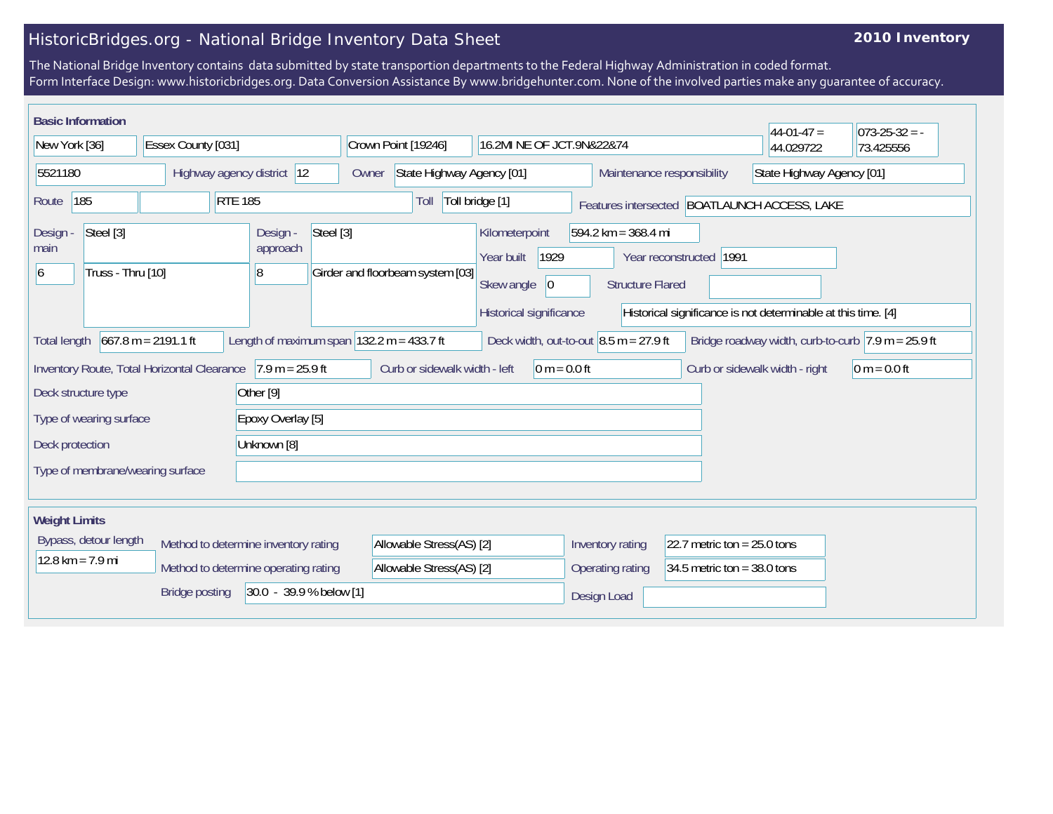# HistoricBridges.org - National Bridge Inventory Data Sheet

**2010 Inventory**

The National Bridge Inventory contains data submitted by state transportion departments to the Federal Highway Administration in coded format.
Form Interface Design: www.historicbridges.org. Data Conversion Assistance By www.bridgehunter.com. None of the involved parties make any guarantee of accuracy.

## Basic Information

| | |
|---|---|
| State | New York [36] |
| County | Essex County [031] |
| Place | Crown Point [19246] |
| Location | 16.2MI NE OF JCT.9N&22&74 |
| Latitude | 44-01-47 = 44.029722 |
| Longitude | 073-25-32 = -73.425556 |
| Structure number | 5521180 |
| Highway agency district | 12 |
| Owner | State Highway Agency [01] |
| Maintenance responsibility | State Highway Agency [01] |
| Route | 185 |
| | RTE 185 |
| Toll | Toll bridge [1] |
| Features intersected | BOATLAUNCH ACCESS, LAKE |
| Design - main | Steel [3] |
| | 6 — Truss - Thru [10] |
| Design - approach | Steel [3] |
| | 8 — Girder and floorbeam system [03] |
| Kilometerpoint | 594.2 km = 368.4 mi |
| Year built | 1929 |
| Year reconstructed | 1991 |
| Skew angle | 0 |
| Structure Flared | |
| Historical significance | Historical significance is not determinable at this time. [4] |
| Total length | 667.8 m = 2191.1 ft |
| Length of maximum span | 132.2 m = 433.7 ft |
| Deck width, out-to-out | 8.5 m = 27.9 ft |
| Bridge roadway width, curb-to-curb | 7.9 m = 25.9 ft |
| Inventory Route, Total Horizontal Clearance | 7.9 m = 25.9 ft |
| Curb or sidewalk width - left | 0 m = 0.0 ft |
| Curb or sidewalk width - right | 0 m = 0.0 ft |
| Deck structure type | Other [9] |
| Type of wearing surface | Epoxy Overlay [5] |
| Deck protection | Unknown [8] |
| Type of membrane/wearing surface | |

## Weight Limits

| | |
|---|---|
| Bypass, detour length | 12.8 km = 7.9 mi |
| Method to determine inventory rating | Allowable Stress(AS) [2] |
| Method to determine operating rating | Allowable Stress(AS) [2] |
| Bridge posting | 30.0 - 39.9 % below [1] |
| Inventory rating | 22.7 metric ton = 25.0 tons |
| Operating rating | 34.5 metric ton = 38.0 tons |
| Design Load | |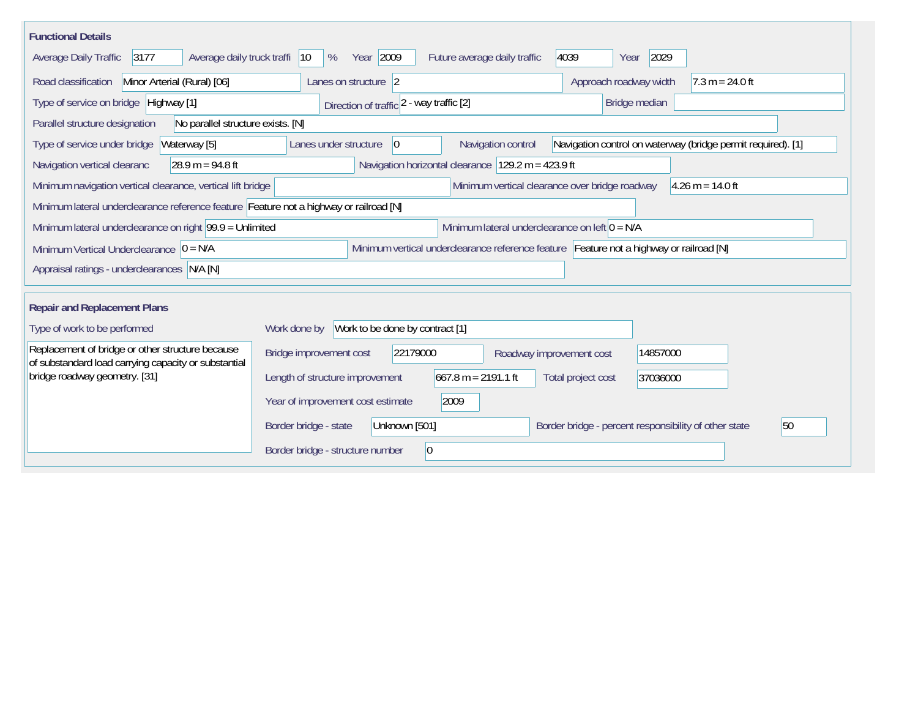## Functional Details

| Field | Value |
|---|---|
| Average Daily Traffic | 3177 |
| Average daily truck traffi | 10 % |
| Year | 2009 |
| Future average daily traffic | 4039 |
| Year | 2029 |
| Road classification | Minor Arterial (Rural) [06] |
| Lanes on structure | 2 |
| Approach roadway width | 7.3 m = 24.0 ft |
| Type of service on bridge | Highway [1] |
| Direction of traffic | 2 - way traffic [2] |
| Bridge median | |
| Parallel structure designation | No parallel structure exists. [N] |
| Type of service under bridge | Waterway [5] |
| Lanes under structure | 0 |
| Navigation control | Navigation control on waterway (bridge permit required). [1] |
| Navigation vertical clearanc | 28.9 m = 94.8 ft |
| Navigation horizontal clearance | 129.2 m = 423.9 ft |
| Minimum navigation vertical clearance, vertical lift bridge | |
| Minimum vertical clearance over bridge roadway | 4.26 m = 14.0 ft |
| Minimum lateral underclearance reference feature | Feature not a highway or railroad [N] |
| Minimum lateral underclearance on right | 99.9 = Unlimited |
| Minimum lateral underclearance on left | 0 = N/A |
| Minimum Vertical Underclearance | 0 = N/A |
| Minimum vertical underclearance reference feature | Feature not a highway or railroad [N] |
| Appraisal ratings - underclearances | N/A [N] |

## Repair and Replacement Plans

| Field | Value |
|---|---|
| Type of work to be performed | Replacement of bridge or other structure because of substandard load carrying capacity or substantial bridge roadway geometry. [31] |
| Work done by | Work to be done by contract [1] |
| Bridge improvement cost | 22179000 |
| Roadway improvement cost | 14857000 |
| Length of structure improvement | 667.8 m = 2191.1 ft |
| Total project cost | 37036000 |
| Year of improvement cost estimate | 2009 |
| Border bridge - state | Unknown [501] |
| Border bridge - percent responsibility of other state | 50 |
| Border bridge - structure number | 0 |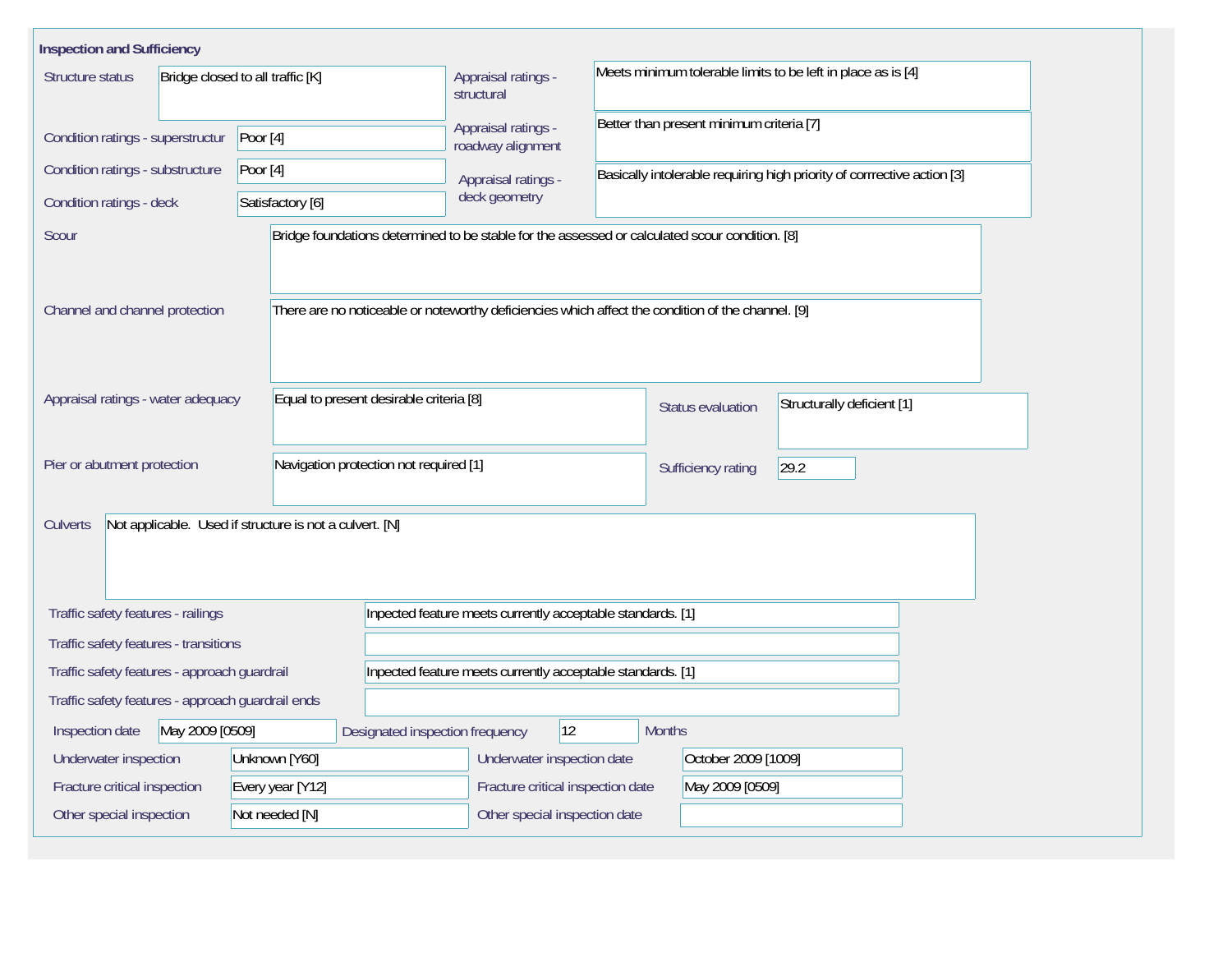## Inspection and Sufficiency

| | |
|---|---|
| Structure status | Bridge closed to all traffic [K] |
| Appraisal ratings - structural | Meets minimum tolerable limits to be left in place as is [4] |
| Condition ratings - superstructur | Poor [4] |
| Appraisal ratings - roadway alignment | Better than present minimum criteria [7] |
| Condition ratings - substructure | Poor [4] |
| Appraisal ratings - deck geometry | Basically intolerable requiring high priority of corrrective action [3] |
| Condition ratings - deck | Satisfactory [6] |
| Scour | Bridge foundations determined to be stable for the assessed or calculated scour condition. [8] |
| Channel and channel protection | There are no noticeable or noteworthy deficiencies which affect the condition of the channel. [9] |
| Appraisal ratings - water adequacy | Equal to present desirable criteria [8] |
| Status evaluation | Structurally deficient [1] |
| Pier or abutment protection | Navigation protection not required [1] |
| Sufficiency rating | 29.2 |
| Culverts | Not applicable. Used if structure is not a culvert. [N] |
| Traffic safety features - railings | Inpected feature meets currently acceptable standards. [1] |
| Traffic safety features - transitions | |
| Traffic safety features - approach guardrail | Inpected feature meets currently acceptable standards. [1] |
| Traffic safety features - approach guardrail ends | |
| Inspection date | May 2009 [0509] |
| Designated inspection frequency | 12 Months |
| Underwater inspection | Unknown [Y60] |
| Underwater inspection date | October 2009 [1009] |
| Fracture critical inspection | Every year [Y12] |
| Fracture critical inspection date | May 2009 [0509] |
| Other special inspection | Not needed [N] |
| Other special inspection date | |